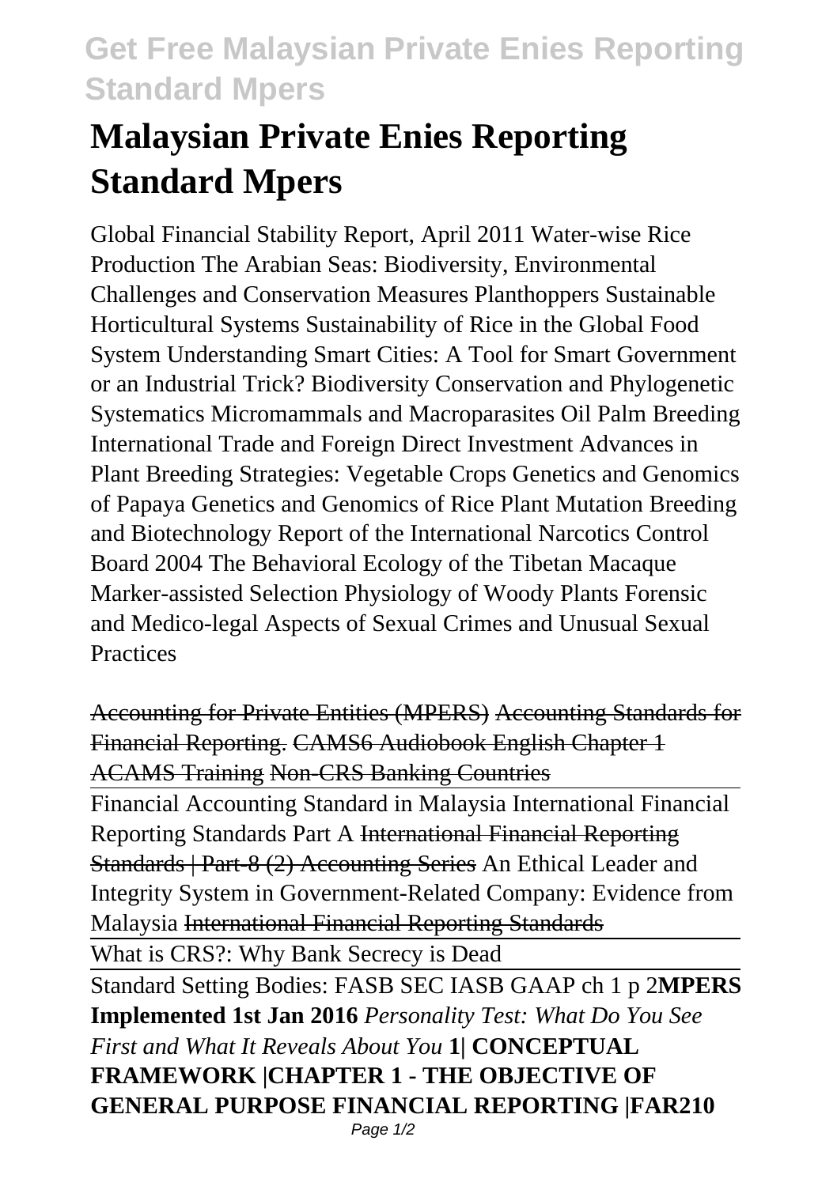# Malaysian Private Enies Reporting Standard Mpers

Global Financial Stability Report, April 2011 Water-wise Rice Production The Arabian Seas: Biodiversity, Environmental Challenges and Conservation Measures Planthoppers Sustainable Horticultural Systems Sustainability of Rice in the Global Food System Understanding Smart Cities: A Tool for Smart Government or an Industrial Trick? Biodiversity Conservation and Phylogenetic Systematics Micromammals and Macroparasites Oil Palm Breeding International Trade and Foreign Direct Investment Advances in Plant Breeding Strategies: Vegetable Crops Genetics and Genomics of Papaya Genetics and Genomics of Rice Plant Mutation Breeding and Biotechnology Report of the International Narcotics Control Board 2004 The Behavioral Ecology of the Tibetan Macaque Marker-assisted Selection Physiology of Woody Plants Forensic and Medico-legal Aspects of Sexual Crimes and Unusual Sexual Practices

~~Accounting for Private Entities (MPERS)~~ ~~Accounting Standards for Financial Reporting.~~ ~~CAMS6 Audiobook English Chapter 1 ACAMS Training~~ ~~Non-CRS Banking Countries~~

Financial Accounting Standard in Malaysia International Financial Reporting Standards Part A ~~International Financial Reporting Standards | Part-8 (2) Accounting Series~~ An Ethical Leader and Integrity System in Government-Related Company: Evidence from Malaysia ~~International Financial Reporting Standards~~

What is CRS?: Why Bank Secrecy is Dead

Standard Setting Bodies: FASB SEC IASB GAAP ch 1 p 2**MPERS Implemented 1st Jan 2016** *Personality Test: What Do You See First and What It Reveals About You* **1| CONCEPTUAL FRAMEWORK |CHAPTER 1 - THE OBJECTIVE OF GENERAL PURPOSE FINANCIAL REPORTING |FAR210**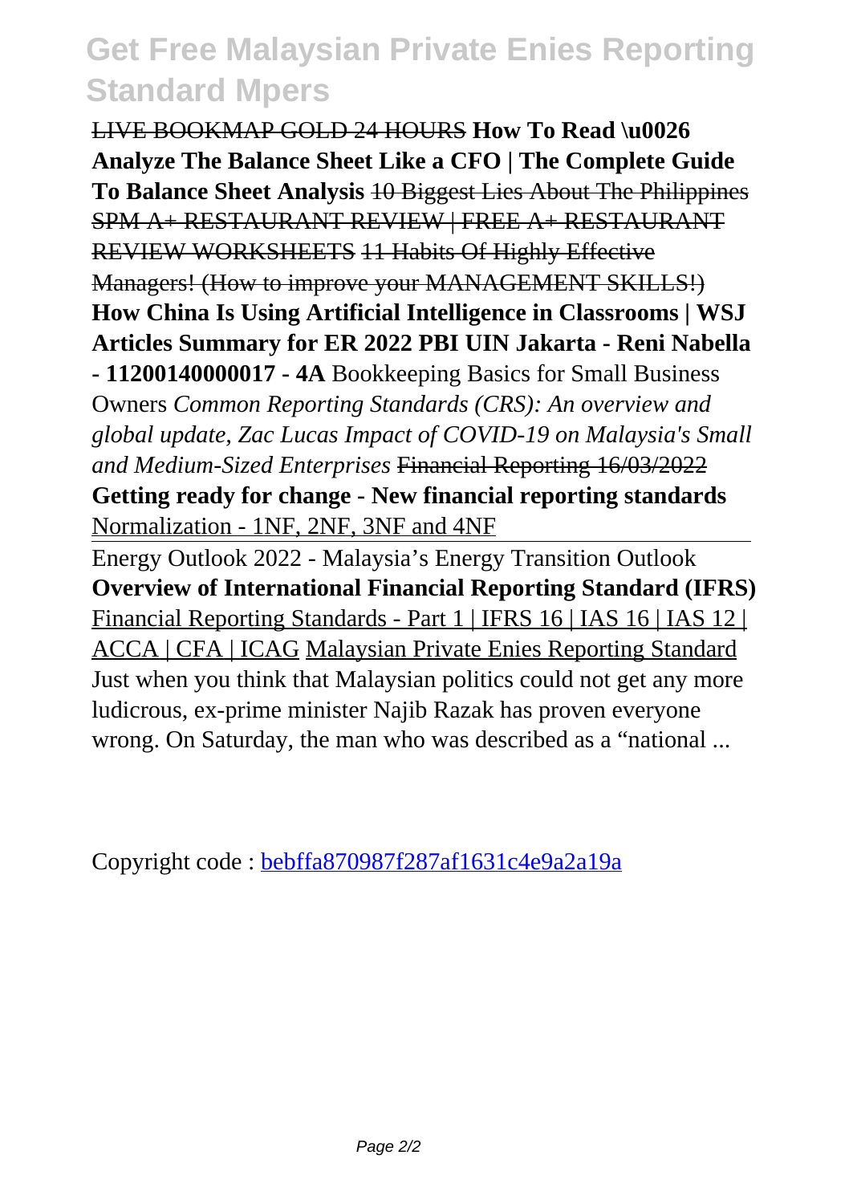LIVE BOOKMAP GOLD 24 HOURS **How To Read \u0026 Analyze The Balance Sheet Like a CFO | The Complete Guide To Balance Sheet Analysis** 10 Biggest Lies About The Philippines SPM A+ RESTAURANT REVIEW | FREE A+ RESTAURANT REVIEW WORKSHEETS 11 Habits Of Highly Effective Managers! (How to improve your MANAGEMENT SKILLS!) **How China Is Using Artificial Intelligence in Classrooms | WSJ Articles Summary for ER 2022 PBI UIN Jakarta - Reni Nabella - 11200140000017 - 4A** Bookkeeping Basics for Small Business Owners *Common Reporting Standards (CRS): An overview and global update, Zac Lucas Impact of COVID-19 on Malaysia's Small and Medium-Sized Enterprises* Financial Reporting 16/03/2022 **Getting ready for change - New financial reporting standards** Normalization - 1NF, 2NF, 3NF and 4NF

Energy Outlook 2022 - Malaysia's Energy Transition Outlook **Overview of International Financial Reporting Standard (IFRS)** Financial Reporting Standards - Part 1 | IFRS 16 | IAS 16 | IAS 12 | ACCA | CFA | ICAG Malaysian Private Enies Reporting Standard Just when you think that Malaysian politics could not get any more ludicrous, ex-prime minister Najib Razak has proven everyone wrong. On Saturday, the man who was described as a "national ...

Copyright code : bebffa870987f287af1631c4e9a2a19a